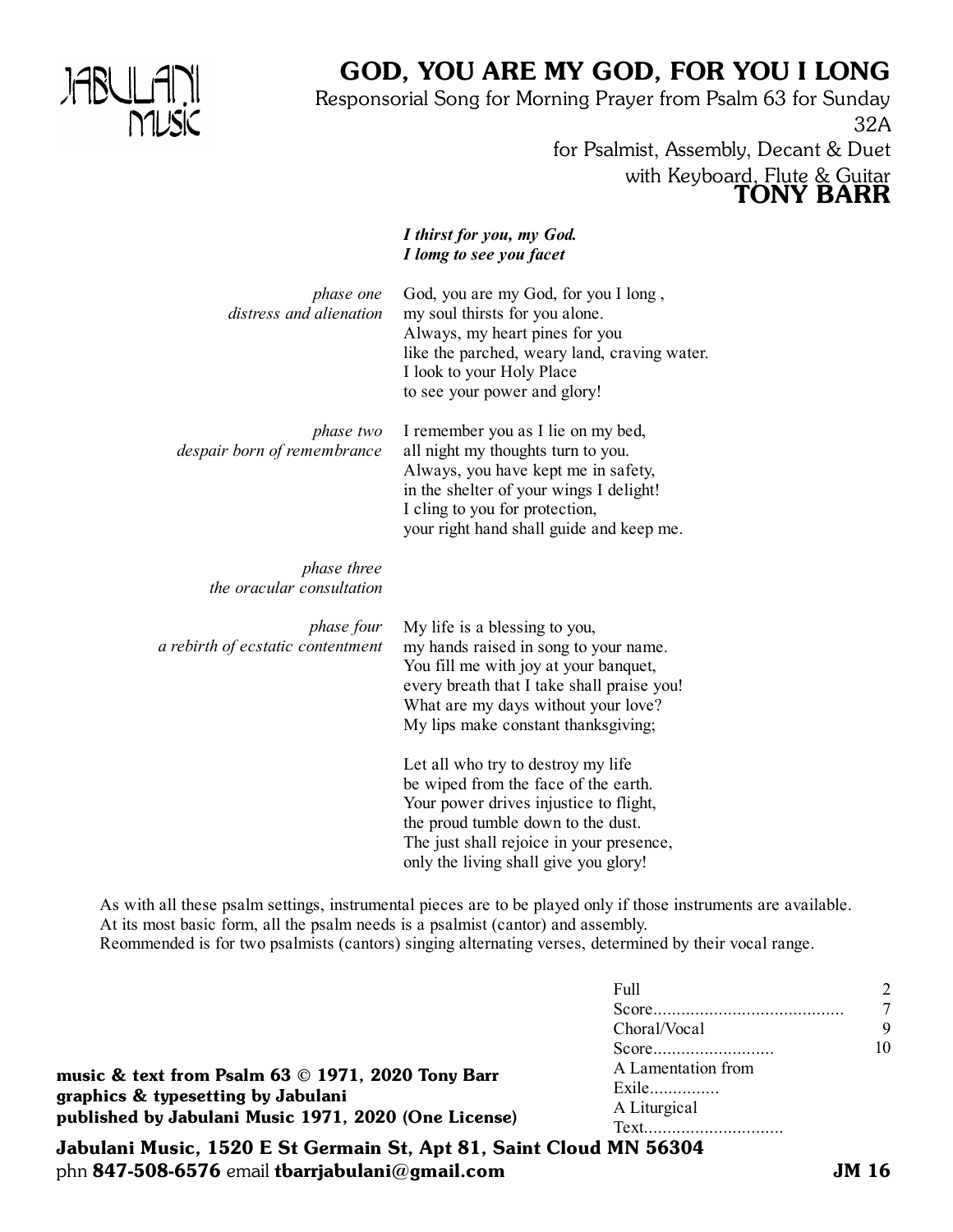JABULANI MUSIC

# GOD, YOU ARE MY GOD, FOR YOU I LONG

Responsorial Song for Morning Prayer from Psalm 63 for Sunday 32A
for Psalmist, Assembly, Decant & Duet
with Keyboard, Flute & Guitar

**TONY BARR**

***I thirst for you, my God.***
***I lomg to see you facet***

*phase one*
*distress and alienation*

God, you are my God, for you I long ,
my soul thirsts for you alone.
Always, my heart pines for you
like the parched, weary land, craving water.
I look to your Holy Place
to see your power and glory!

*phase two*
*despair born of remembrance*

I remember you as I lie on my bed,
all night my thoughts turn to you.
Always, you have kept me in safety,
in the shelter of your wings I delight!
I cling to you for protection,
your right hand shall guide and keep me.

*phase three*
*the oracular consultation*

*phase four*
*a rebirth of ecstatic contentment*

My life is a blessing to you,
my hands raised in song to your name.
You fill me with joy at your banquet,
every breath that I take shall praise you!
What are my days without your love?
My lips make constant thanksgiving;

Let all who try to destroy my life
be wiped from the face of the earth.
Your power drives injustice to flight,
the proud tumble down to the dust.
The just shall rejoice in your presence,
only the living shall give you glory!

As with all these psalm settings, instrumental pieces are to be played only if those instruments are available.
At its most basic form, all the psalm needs is a psalmist (cantor) and assembly.
Reommended is for two psalmists (cantors) singing alternating verses, determined by their vocal range.

| | |
|---|---|
| Full Score......................................... | 2 |
| Choral/Vocal Score.......................... | 7 |
| A Lamentation from Exile............... | 9 |
| A Liturgical Text............................. | 10 |

**music & text from Psalm 63 © 1971, 2020 Tony Barr**
**graphics & typesetting by Jabulani**
**published by Jabulani Music 1971, 2020 (One License)**

**Jabulani Music, 1520 E St Germain St, Apt 81, Saint Cloud MN 56304**
phn **847-508-6576** email **tbarrjabulani@gmail.com**

**JM 16**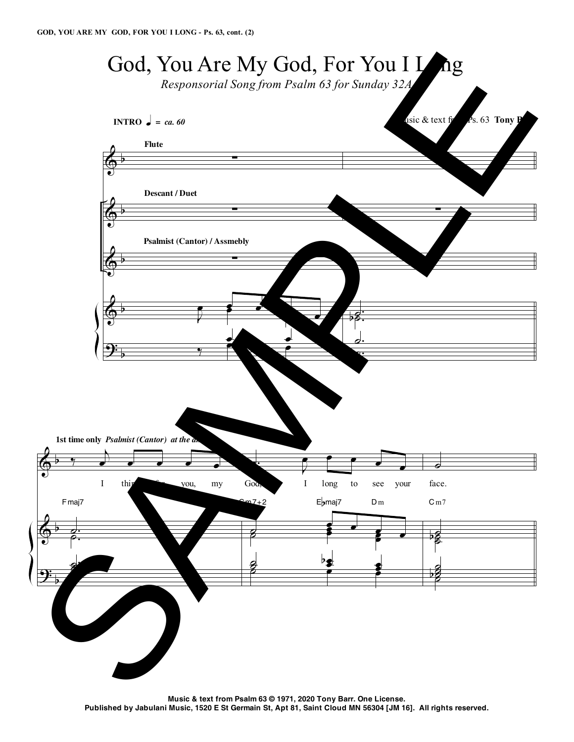# God, You Are My God, For You I Long

*Responsorial Song from Psalm 63 for Sunday 32A*

Music & text from Ps. 63 **Tony Barr**

**INTRO** ♩ = *ca. 60*

**Flute**

**Descant / Duet**

**Psalmist (Cantor) / Assmebly**

**1st time only** *Psalmist (Cantor) at the*

I thirst for you, my God, I long to see your face.

Fmaj7 Cm7+2 E♭maj7 Dm Cm7

**Music & text from Psalm 63 © 1971, 2020 Tony Barr. One License.**
**Published by Jabulani Music, 1520 E St Germain St, Apt 81, Saint Cloud MN 56304 [JM 16]. All rights reserved.**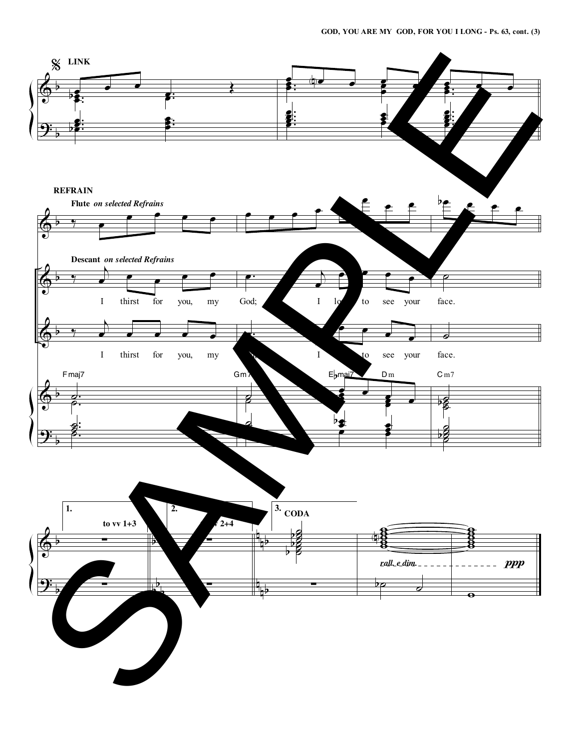**LINK**

**REFRAIN**

**Flute** *on selected Refrains*

**Descant** *on selected Refrains*

I thirst for you, my God; I long to see your face.

I thirst for you, my God; I long to see your face.

Fmaj7 Gm7 E♭maj7 Dm Cm7

1. to vv 1+3

2. to vv 2+4

3. CODA

*rall. e dim.* *ppp*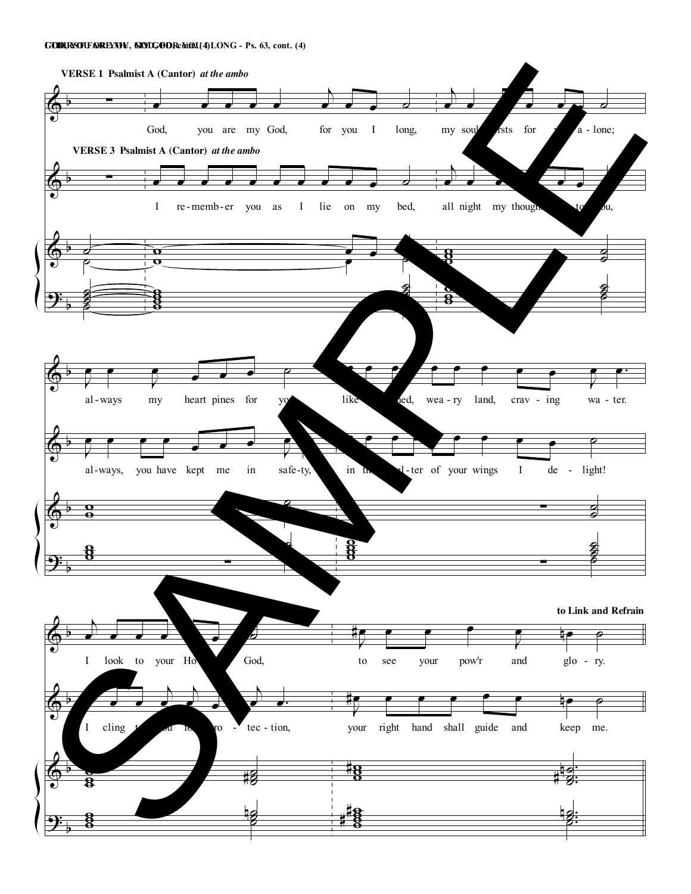**VERSE 1 Psalmist A (Cantor)** *at the ambo*

God, you are my God, for you I long, my soul thirsts for you a-lone;

**VERSE 3 Psalmist A (Cantor)** *at the ambo*

I re-memb-er you as I lie on my bed, all night my thoughts turn to you,

al-ways my heart pines for you like a parched, wea-ry land, crav-ing wa-ter.

al-ways, you have kept me in safe-ty, in the shel-ter of your wings I de-light!

**to Link and Refrain**

I look to your Holy place, God, to see your pow'r and glo-ry.

I cling to you for pro-tec-tion, your right hand shall guide and keep me.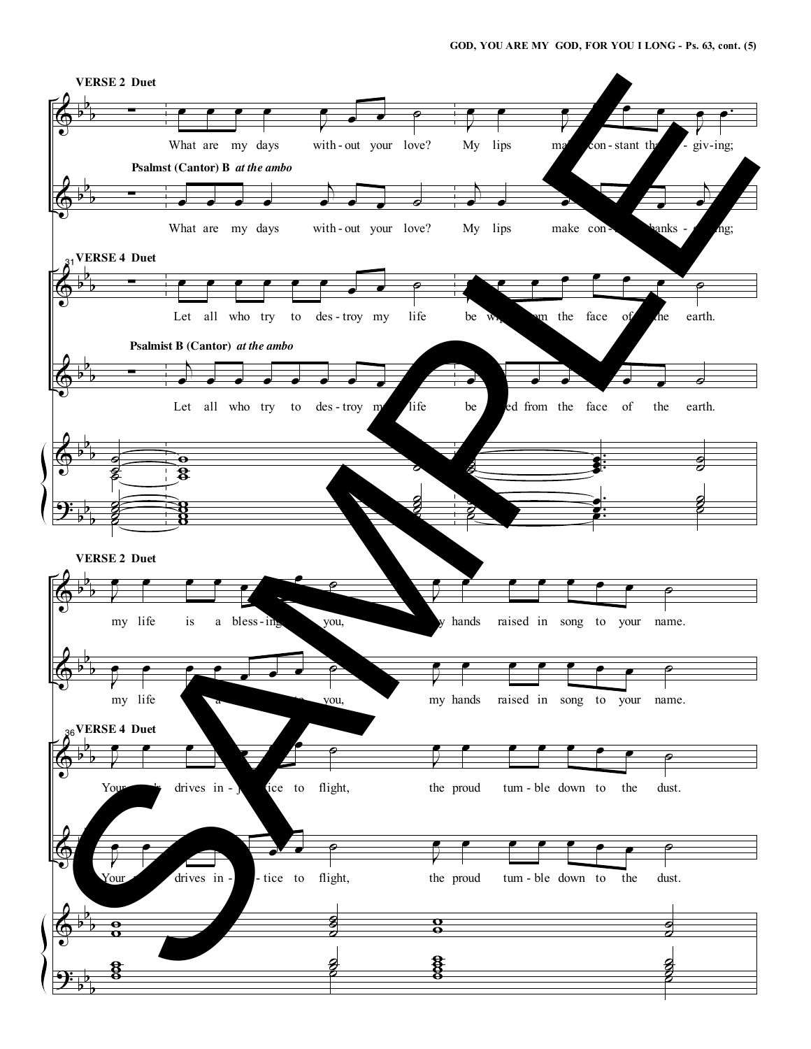**VERSE 2 Duet**

What are my days with-out your love? My lips make con-stant thanks-giv-ing;

**Psalmst (Cantor) B** *at the ambo*

What are my days with-out your love? My lips make con-stant thanks-giv-ing;

**VERSE 4 Duet**

Let all who try to des-troy my life be wiped from the face of the earth.

**Psalmist B (Cantor)** *at the ambo*

Let all who try to des-troy my life be wiped from the face of the earth.

**VERSE 2 Duet**

my life is a bless-ing to you, my hands raised in song to your name.

my life is a bless-ing to you, my hands raised in song to your name.

**VERSE 4 Duet**

Your truth drives in-jus-tice to flight, the proud tum-ble down to the dust.

Your truth drives in-jus-tice to flight, the proud tum-ble down to the dust.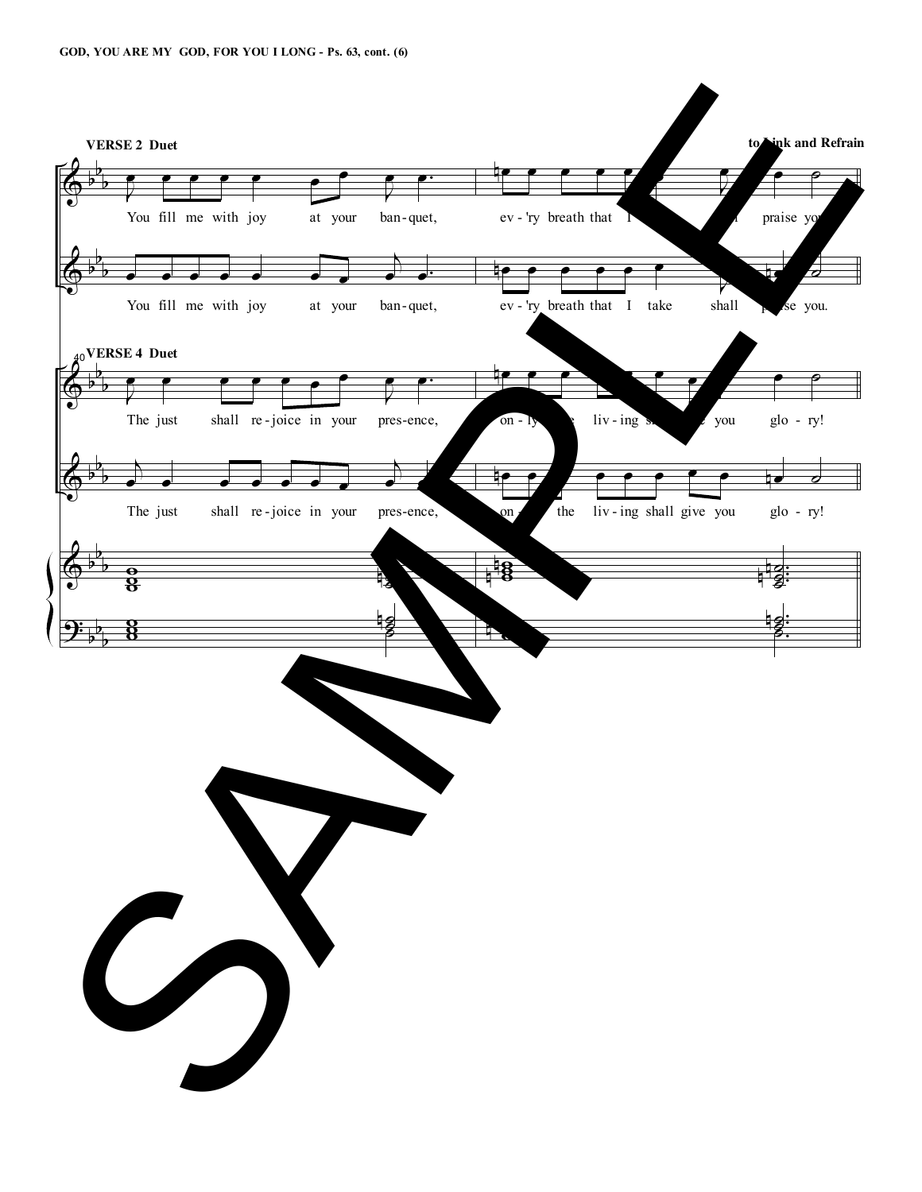**VERSE 2 Duet**

to Link and Refrain

You fill me with joy at your ban-quet, ev-'ry breath that I take shall praise you.

You fill me with joy at your ban-quet, ev-'ry breath that I take shall praise you.

**VERSE 4 Duet**

The just shall re-joice in your pres-ence, on-ly the liv-ing shall give you glo-ry!

The just shall re-joice in your pres-ence, on-ly the liv-ing shall give you glo-ry!

SAMPLE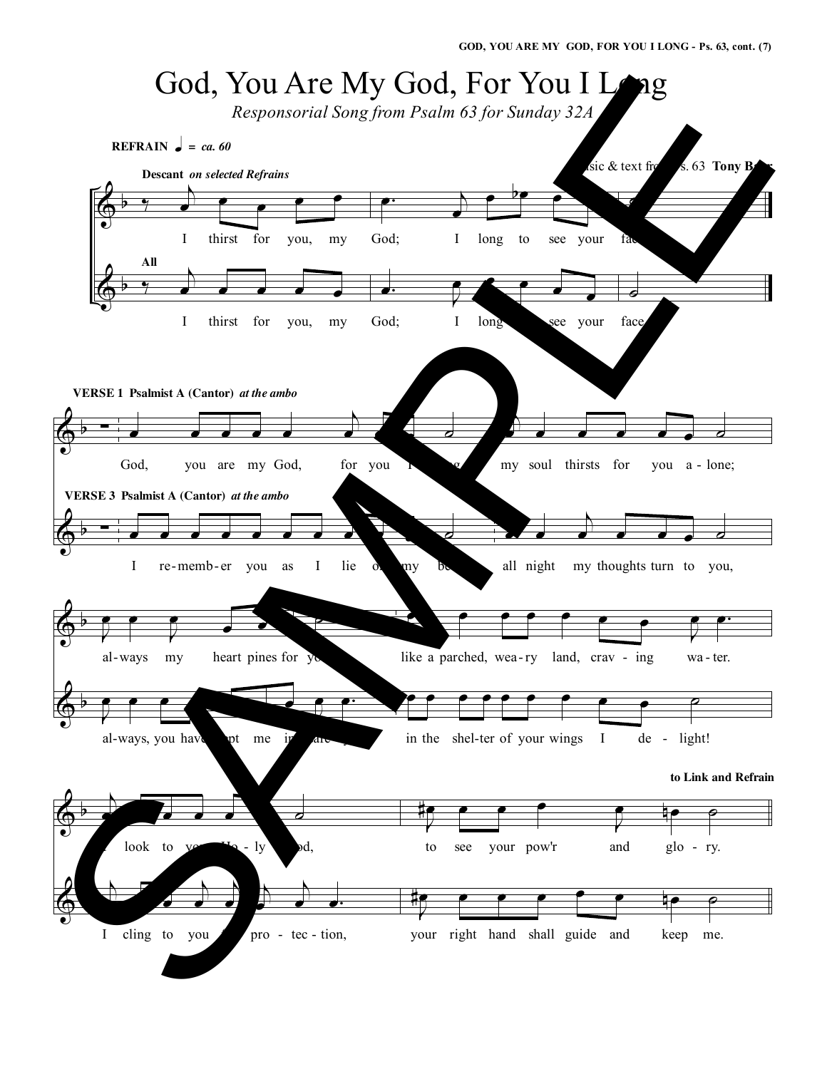# God, You Are My God, For You I Long

*Responsorial Song from Psalm 63 for Sunday 32A*

Music & text from Ps. 63 **Tony Barr**

**REFRAIN** ♩ = *ca. 60*

**Descant** *on selected Refrains*

I thirst for you, my God; I long to see your face.

**All**

I thirst for you, my God; I long to see your face.

**VERSE 1 Psalmist A (Cantor)** *at the ambo*

God, you are my God, for you I long; my soul thirsts for you alone;

always my heart pines for you, like a parched, weary land, craving water.

I look to you, Holy God, to see your pow'r and glory.

**VERSE 3 Psalmist A (Cantor)** *at the ambo*

I remember you as I lie on my bed, all night my thoughts turn to you,

always, you have kept me in your care, in the shelter of your wings I delight!

I cling to you for protection, your right hand shall guide and keep me.

**to Link and Refrain**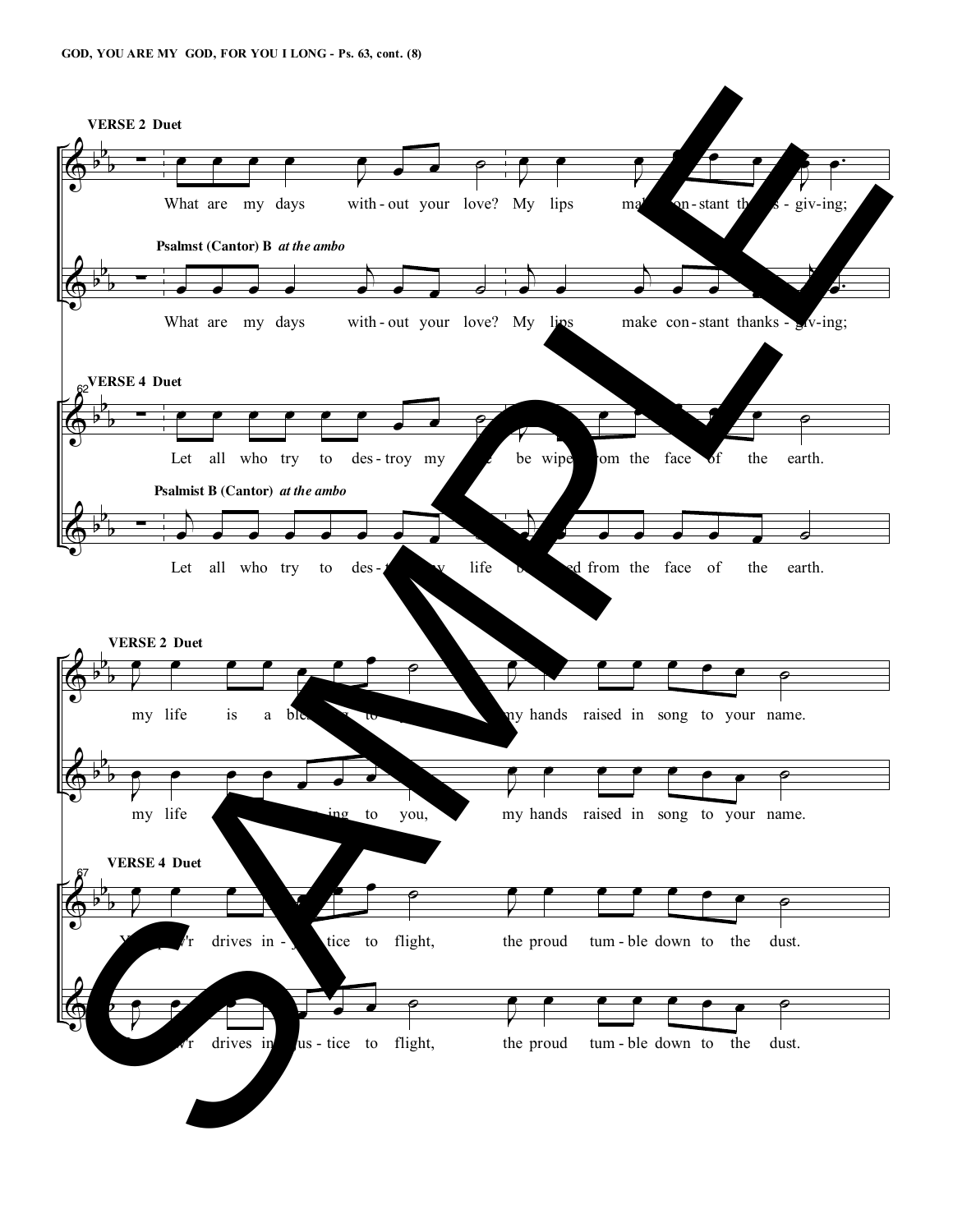**VERSE 2 Duet**

What are my days without your love? My lips make constant thanksgiving;

**Psalmst (Cantor) B** *at the ambo*

What are my days without your love? My lips make constant thanks - giv-ing;

**VERSE 4 Duet**

Let all who try to des - troy my life be wiped from the face of the earth.

**Psalmist B (Cantor)** *at the ambo*

Let all who try to des - troy my life be wiped from the face of the earth.

**VERSE 2 Duet**

my life is a bless - ing to you, my hands raised in song to your name.

my life is a bless - ing to you, my hands raised in song to your name.

**VERSE 4 Duet**

Your pow'r drives in - jus - tice to flight, the proud tum - ble down to the dust.

Your pow'r drives in - jus - tice to flight, the proud tum - ble down to the dust.

SAMPLE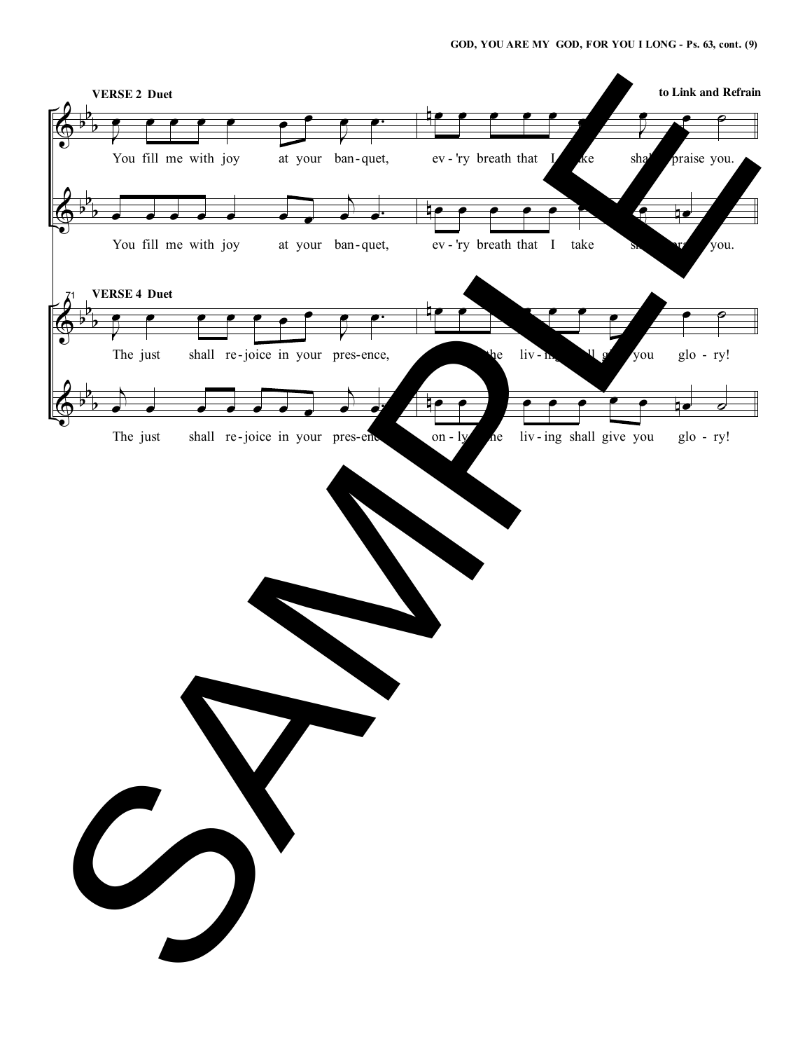**VERSE 2 Duet**

**to Link and Refrain**

You fill me with joy at your ban-quet, ev-'ry breath that I take shall praise you.

You fill me with joy at your ban-quet, ev-'ry breath that I take shall praise you.

71

**VERSE 4 Duet**

The just shall re-joice in your pres-ence, on-ly the liv-ing shall give you glo-ry!

The just shall re-joice in your pres-ence, on-ly the liv-ing shall give you glo-ry!

SAMPLE